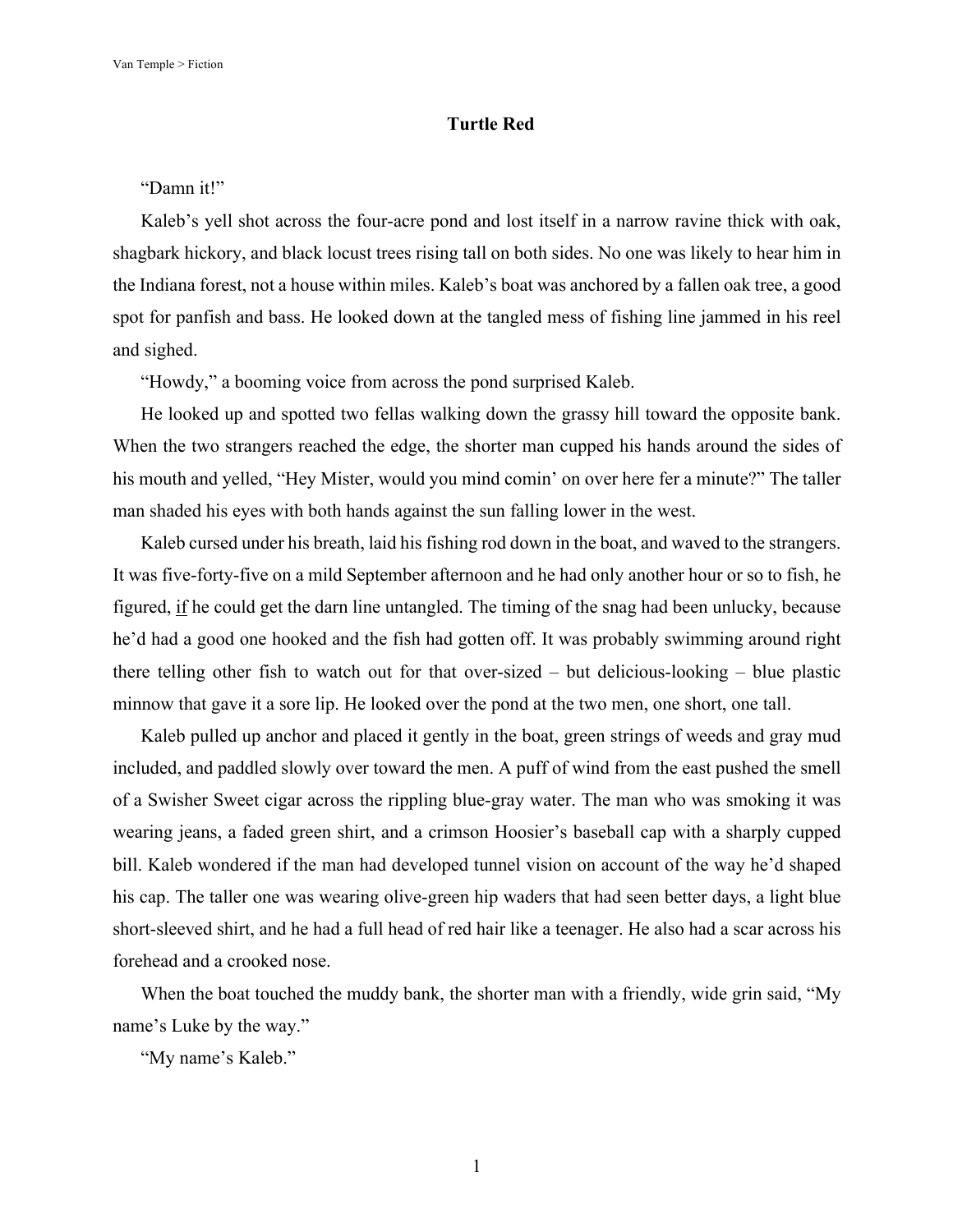# Turtle Red

"Damn it!"

Kaleb's yell shot across the four-acre pond and lost itself in a narrow ravine thick with oak, shagbark hickory, and black locust trees rising tall on both sides. No one was likely to hear him in the Indiana forest, not a house within miles. Kaleb's boat was anchored by a fallen oak tree, a good spot for panfish and bass. He looked down at the tangled mess of fishing line jammed in his reel and sighed.

"Howdy," a booming voice from across the pond surprised Kaleb.

He looked up and spotted two fellas walking down the grassy hill toward the opposite bank. When the two strangers reached the edge, the shorter man cupped his hands around the sides of his mouth and yelled, "Hey Mister, would you mind comin' on over here fer a minute?" The taller man shaded his eyes with both hands against the sun falling lower in the west.

Kaleb cursed under his breath, laid his fishing rod down in the boat, and waved to the strangers. It was five-forty-five on a mild September afternoon and he had only another hour or so to fish, he figured, <u>if</u> he could get the darn line untangled. The timing of the snag had been unlucky, because he'd had a good one hooked and the fish had gotten off. It was probably swimming around right there telling other fish to watch out for that over-sized – but delicious-looking – blue plastic minnow that gave it a sore lip. He looked over the pond at the two men, one short, one tall.

Kaleb pulled up anchor and placed it gently in the boat, green strings of weeds and gray mud included, and paddled slowly over toward the men. A puff of wind from the east pushed the smell of a Swisher Sweet cigar across the rippling blue-gray water. The man who was smoking it was wearing jeans, a faded green shirt, and a crimson Hoosier's baseball cap with a sharply cupped bill. Kaleb wondered if the man had developed tunnel vision on account of the way he'd shaped his cap. The taller one was wearing olive-green hip waders that had seen better days, a light blue short-sleeved shirt, and he had a full head of red hair like a teenager. He also had a scar across his forehead and a crooked nose.

When the boat touched the muddy bank, the shorter man with a friendly, wide grin said, "My name's Luke by the way."

"My name's Kaleb."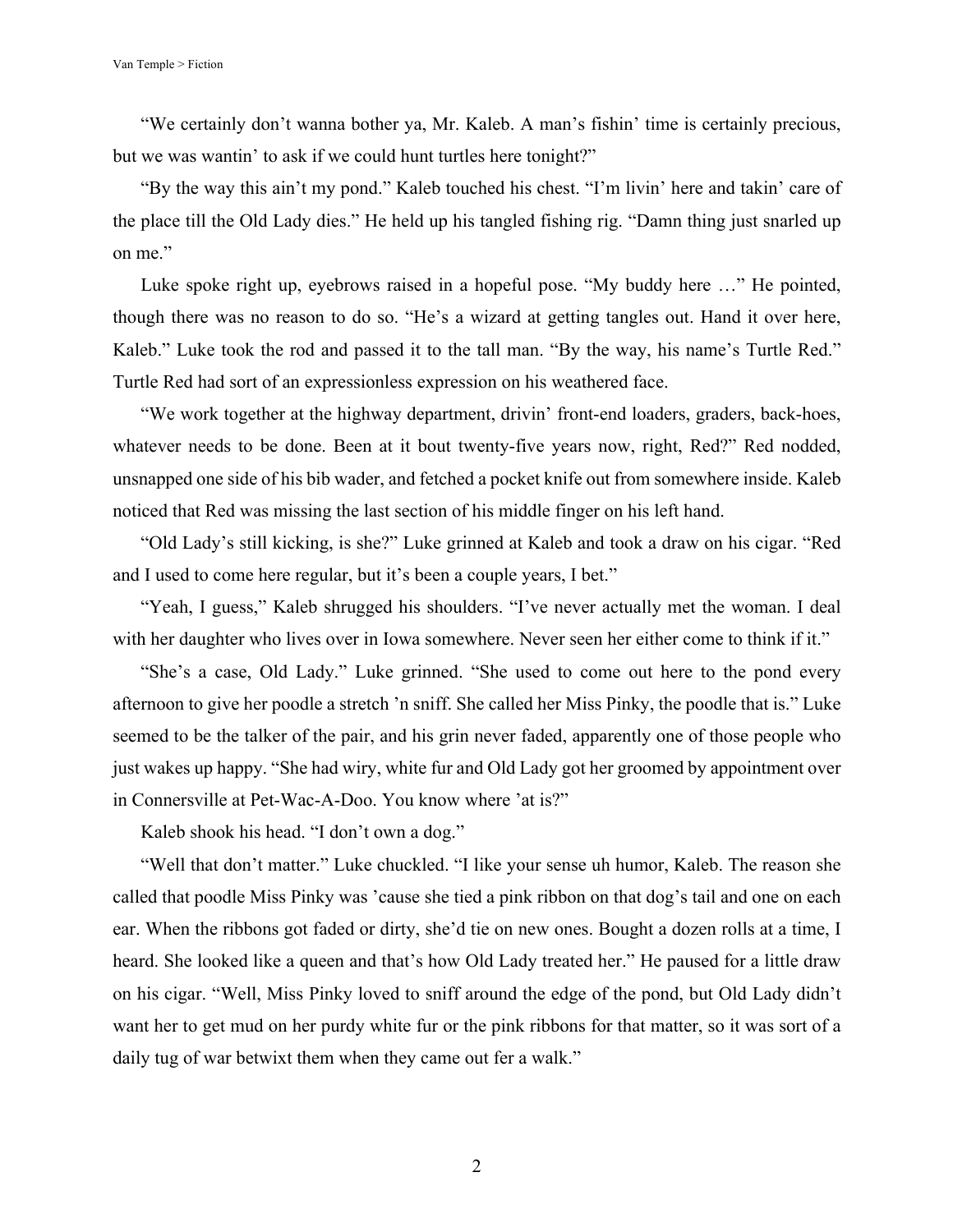"We certainly don't wanna bother ya, Mr. Kaleb. A man's fishin' time is certainly precious, but we was wantin' to ask if we could hunt turtles here tonight?"

"By the way this ain't my pond." Kaleb touched his chest. "I'm livin' here and takin' care of the place till the Old Lady dies." He held up his tangled fishing rig. "Damn thing just snarled up on me."

Luke spoke right up, eyebrows raised in a hopeful pose. "My buddy here …" He pointed, though there was no reason to do so. "He's a wizard at getting tangles out. Hand it over here, Kaleb." Luke took the rod and passed it to the tall man. "By the way, his name's Turtle Red." Turtle Red had sort of an expressionless expression on his weathered face.

"We work together at the highway department, drivin' front-end loaders, graders, back-hoes, whatever needs to be done. Been at it bout twenty-five years now, right, Red?" Red nodded, unsnapped one side of his bib wader, and fetched a pocket knife out from somewhere inside. Kaleb noticed that Red was missing the last section of his middle finger on his left hand.

"Old Lady's still kicking, is she?" Luke grinned at Kaleb and took a draw on his cigar. "Red and I used to come here regular, but it's been a couple years, I bet."

"Yeah, I guess," Kaleb shrugged his shoulders. "I've never actually met the woman. I deal with her daughter who lives over in Iowa somewhere. Never seen her either come to think if it."

"She's a case, Old Lady." Luke grinned. "She used to come out here to the pond every afternoon to give her poodle a stretch 'n sniff. She called her Miss Pinky, the poodle that is." Luke seemed to be the talker of the pair, and his grin never faded, apparently one of those people who just wakes up happy. "She had wiry, white fur and Old Lady got her groomed by appointment over in Connersville at Pet-Wac-A-Doo. You know where 'at is?"

Kaleb shook his head. "I don't own a dog."

"Well that don't matter." Luke chuckled. "I like your sense uh humor, Kaleb. The reason she called that poodle Miss Pinky was 'cause she tied a pink ribbon on that dog's tail and one on each ear. When the ribbons got faded or dirty, she'd tie on new ones. Bought a dozen rolls at a time, I heard. She looked like a queen and that's how Old Lady treated her." He paused for a little draw on his cigar. "Well, Miss Pinky loved to sniff around the edge of the pond, but Old Lady didn't want her to get mud on her purdy white fur or the pink ribbons for that matter, so it was sort of a daily tug of war betwixt them when they came out fer a walk."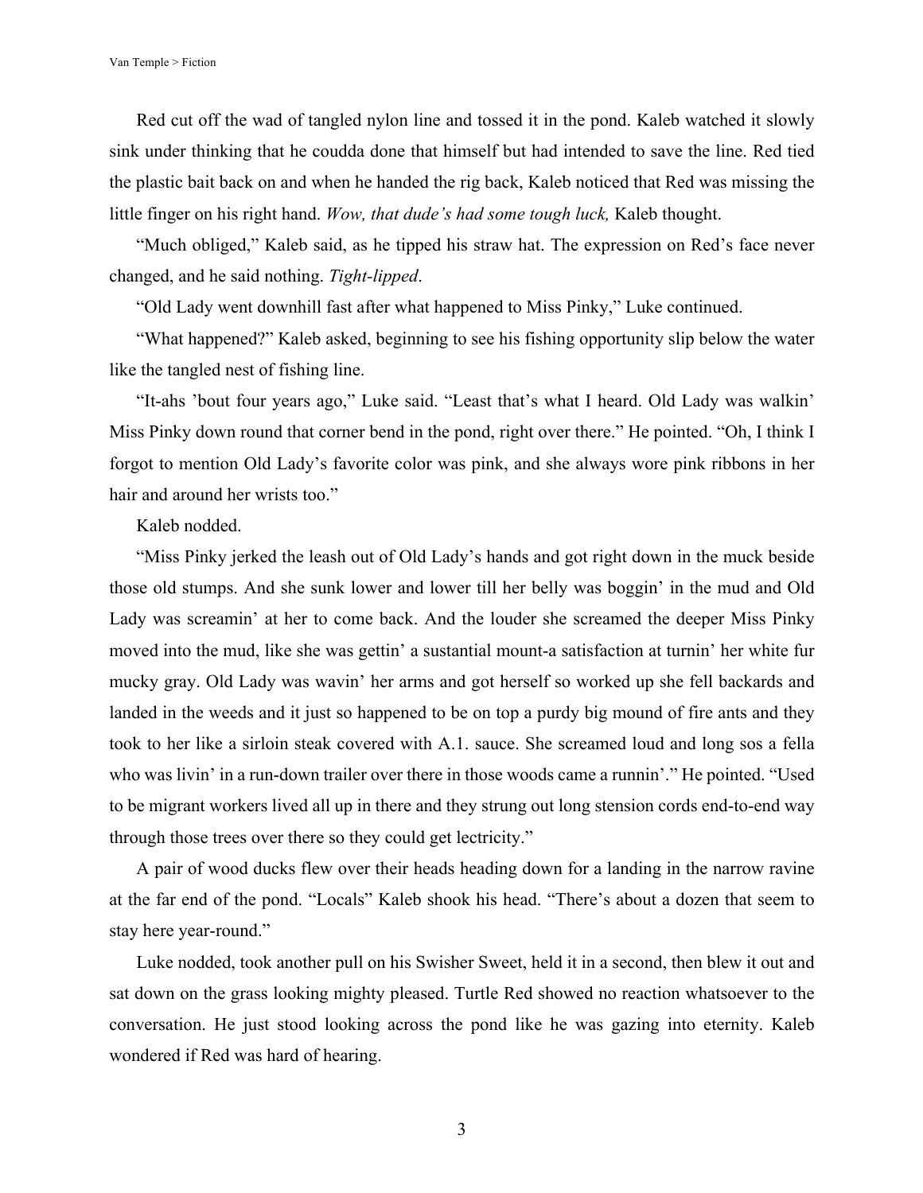Red cut off the wad of tangled nylon line and tossed it in the pond. Kaleb watched it slowly sink under thinking that he coudda done that himself but had intended to save the line. Red tied the plastic bait back on and when he handed the rig back, Kaleb noticed that Red was missing the little finger on his right hand. *Wow, that dude's had some tough luck,* Kaleb thought.

"Much obliged," Kaleb said, as he tipped his straw hat. The expression on Red's face never changed, and he said nothing. *Tight-lipped*.

"Old Lady went downhill fast after what happened to Miss Pinky," Luke continued.

"What happened?" Kaleb asked, beginning to see his fishing opportunity slip below the water like the tangled nest of fishing line.

"It-ahs 'bout four years ago," Luke said. "Least that's what I heard. Old Lady was walkin' Miss Pinky down round that corner bend in the pond, right over there." He pointed. "Oh, I think I forgot to mention Old Lady's favorite color was pink, and she always wore pink ribbons in her hair and around her wrists too."

Kaleb nodded.

"Miss Pinky jerked the leash out of Old Lady's hands and got right down in the muck beside those old stumps. And she sunk lower and lower till her belly was boggin' in the mud and Old Lady was screamin' at her to come back. And the louder she screamed the deeper Miss Pinky moved into the mud, like she was gettin' a sustantial mount-a satisfaction at turnin' her white fur mucky gray. Old Lady was wavin' her arms and got herself so worked up she fell backards and landed in the weeds and it just so happened to be on top a purdy big mound of fire ants and they took to her like a sirloin steak covered with A.1. sauce. She screamed loud and long sos a fella who was livin' in a run-down trailer over there in those woods came a runnin'." He pointed. "Used to be migrant workers lived all up in there and they strung out long stension cords end-to-end way through those trees over there so they could get lectricity."

A pair of wood ducks flew over their heads heading down for a landing in the narrow ravine at the far end of the pond. "Locals" Kaleb shook his head. "There's about a dozen that seem to stay here year-round."

Luke nodded, took another pull on his Swisher Sweet, held it in a second, then blew it out and sat down on the grass looking mighty pleased. Turtle Red showed no reaction whatsoever to the conversation. He just stood looking across the pond like he was gazing into eternity. Kaleb wondered if Red was hard of hearing.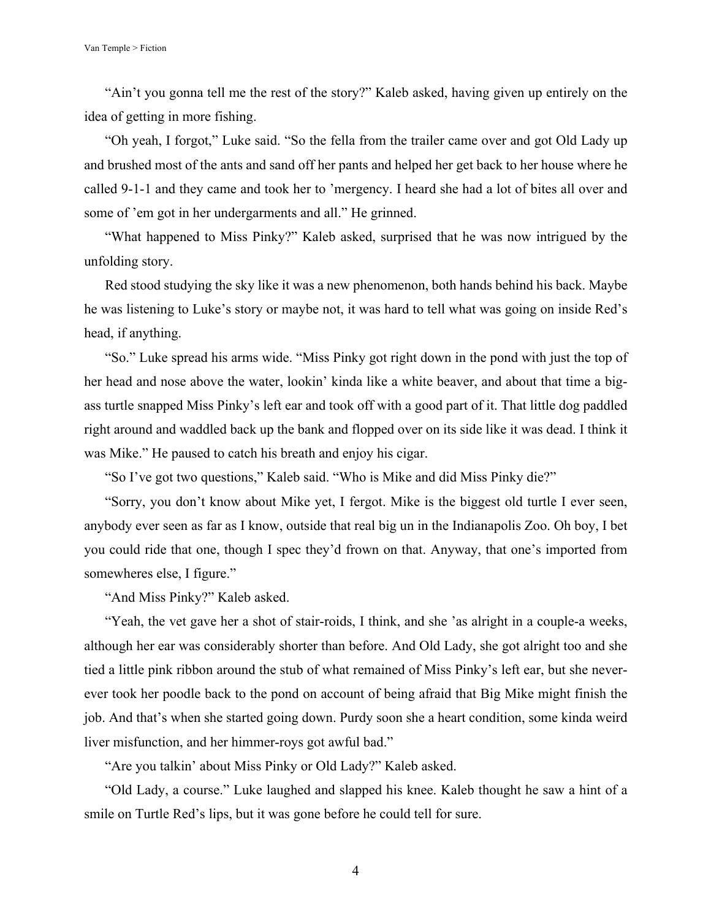"Ain't you gonna tell me the rest of the story?" Kaleb asked, having given up entirely on the idea of getting in more fishing.

"Oh yeah, I forgot," Luke said. "So the fella from the trailer came over and got Old Lady up and brushed most of the ants and sand off her pants and helped her get back to her house where he called 9-1-1 and they came and took her to 'mergency. I heard she had a lot of bites all over and some of 'em got in her undergarments and all." He grinned.

"What happened to Miss Pinky?" Kaleb asked, surprised that he was now intrigued by the unfolding story.

Red stood studying the sky like it was a new phenomenon, both hands behind his back. Maybe he was listening to Luke's story or maybe not, it was hard to tell what was going on inside Red's head, if anything.

"So." Luke spread his arms wide. "Miss Pinky got right down in the pond with just the top of her head and nose above the water, lookin' kinda like a white beaver, and about that time a big-ass turtle snapped Miss Pinky's left ear and took off with a good part of it. That little dog paddled right around and waddled back up the bank and flopped over on its side like it was dead. I think it was Mike." He paused to catch his breath and enjoy his cigar.

"So I've got two questions," Kaleb said. "Who is Mike and did Miss Pinky die?"

"Sorry, you don't know about Mike yet, I fergot. Mike is the biggest old turtle I ever seen, anybody ever seen as far as I know, outside that real big un in the Indianapolis Zoo. Oh boy, I bet you could ride that one, though I spec they'd frown on that. Anyway, that one's imported from somewheres else, I figure."

"And Miss Pinky?" Kaleb asked.

"Yeah, the vet gave her a shot of stair-roids, I think, and she 'as alright in a couple-a weeks, although her ear was considerably shorter than before. And Old Lady, she got alright too and she tied a little pink ribbon around the stub of what remained of Miss Pinky's left ear, but she never-ever took her poodle back to the pond on account of being afraid that Big Mike might finish the job. And that's when she started going down. Purdy soon she a heart condition, some kinda weird liver misfunction, and her himmer-roys got awful bad."

"Are you talkin' about Miss Pinky or Old Lady?" Kaleb asked.

"Old Lady, a course." Luke laughed and slapped his knee. Kaleb thought he saw a hint of a smile on Turtle Red's lips, but it was gone before he could tell for sure.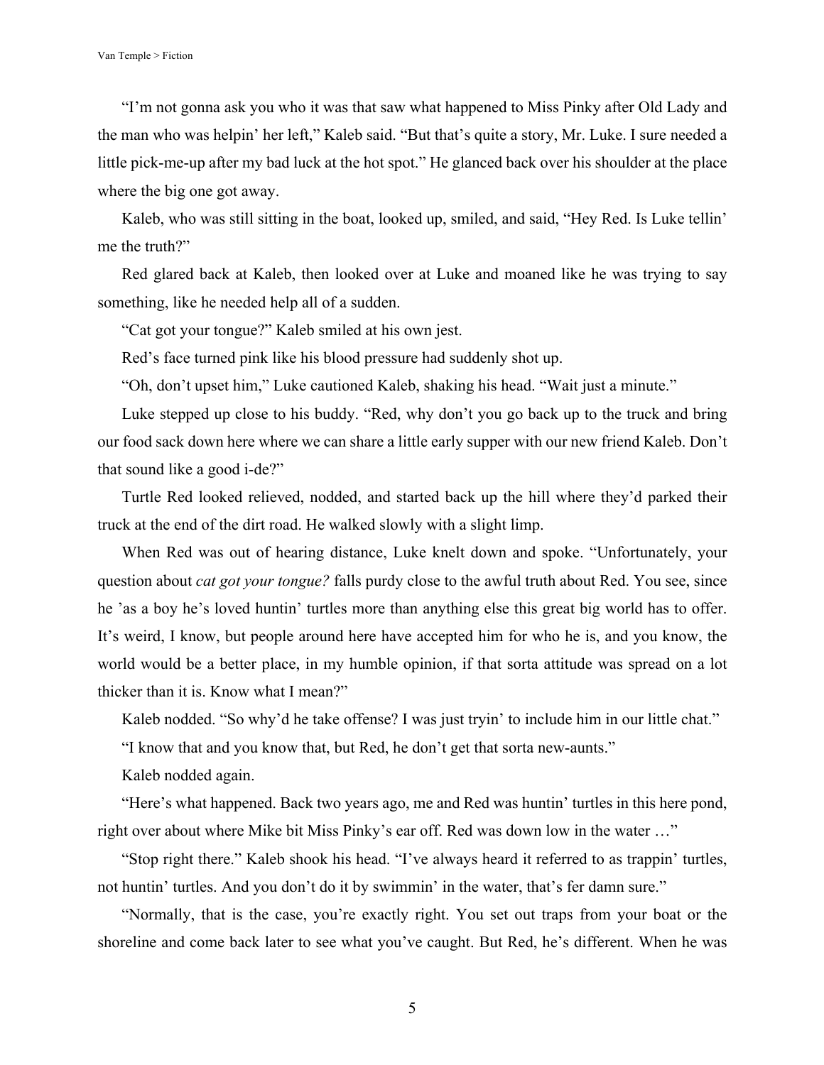"I'm not gonna ask you who it was that saw what happened to Miss Pinky after Old Lady and the man who was helpin' her left," Kaleb said. "But that's quite a story, Mr. Luke. I sure needed a little pick-me-up after my bad luck at the hot spot." He glanced back over his shoulder at the place where the big one got away.

Kaleb, who was still sitting in the boat, looked up, smiled, and said, "Hey Red. Is Luke tellin' me the truth?"

Red glared back at Kaleb, then looked over at Luke and moaned like he was trying to say something, like he needed help all of a sudden.

"Cat got your tongue?" Kaleb smiled at his own jest.

Red's face turned pink like his blood pressure had suddenly shot up.

"Oh, don't upset him," Luke cautioned Kaleb, shaking his head. "Wait just a minute."

Luke stepped up close to his buddy. "Red, why don't you go back up to the truck and bring our food sack down here where we can share a little early supper with our new friend Kaleb. Don't that sound like a good i-de?"

Turtle Red looked relieved, nodded, and started back up the hill where they'd parked their truck at the end of the dirt road. He walked slowly with a slight limp.

When Red was out of hearing distance, Luke knelt down and spoke. "Unfortunately, your question about *cat got your tongue?* falls purdy close to the awful truth about Red. You see, since he 'as a boy he's loved huntin' turtles more than anything else this great big world has to offer. It's weird, I know, but people around here have accepted him for who he is, and you know, the world would be a better place, in my humble opinion, if that sorta attitude was spread on a lot thicker than it is. Know what I mean?"

Kaleb nodded. "So why'd he take offense? I was just tryin' to include him in our little chat."

"I know that and you know that, but Red, he don't get that sorta new-aunts."

Kaleb nodded again.

"Here's what happened. Back two years ago, me and Red was huntin' turtles in this here pond, right over about where Mike bit Miss Pinky's ear off. Red was down low in the water …"

"Stop right there." Kaleb shook his head. "I've always heard it referred to as trappin' turtles, not huntin' turtles. And you don't do it by swimmin' in the water, that's fer damn sure."

"Normally, that is the case, you're exactly right. You set out traps from your boat or the shoreline and come back later to see what you've caught. But Red, he's different. When he was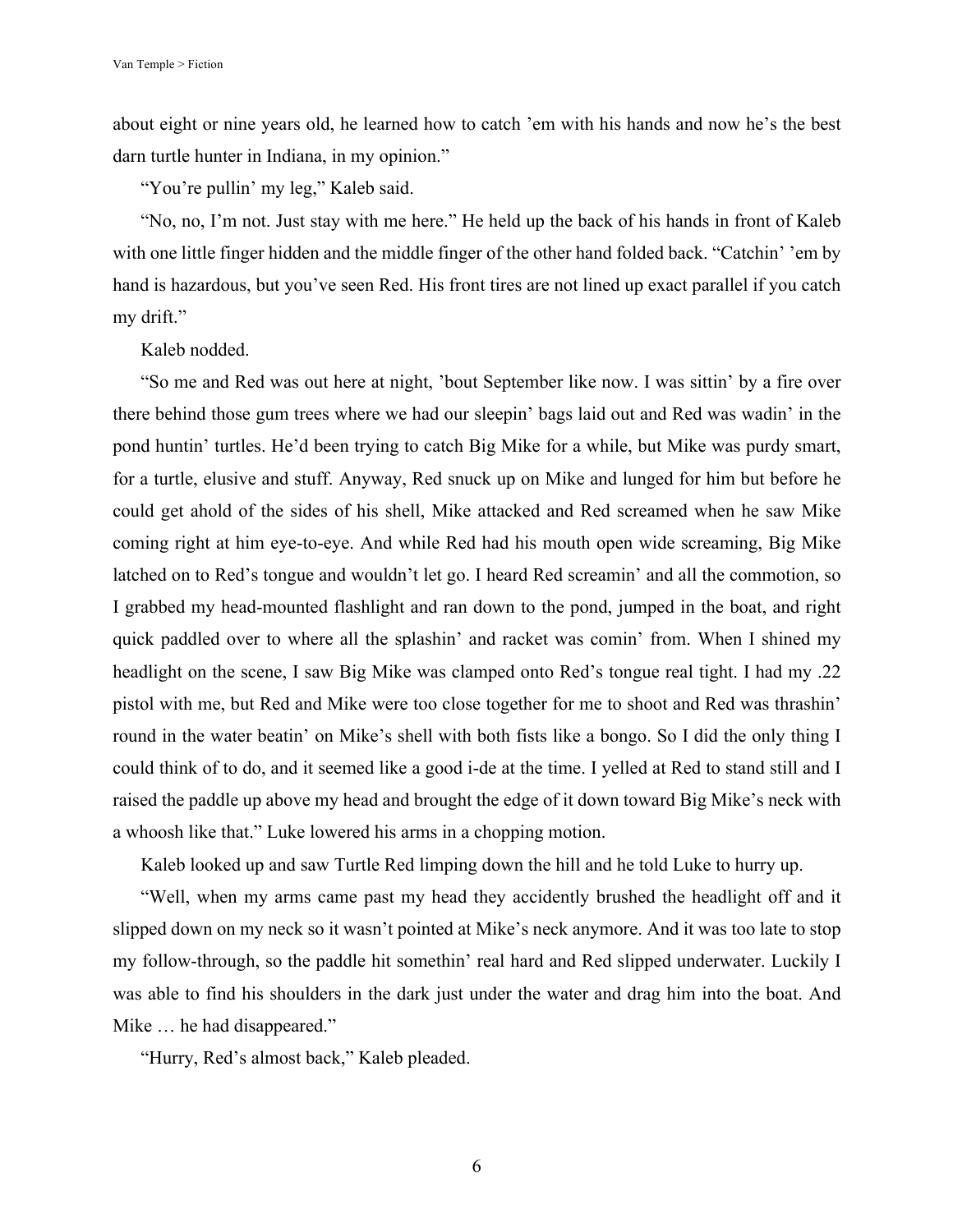about eight or nine years old, he learned how to catch 'em with his hands and now he's the best darn turtle hunter in Indiana, in my opinion."

"You're pullin' my leg," Kaleb said.

"No, no, I'm not. Just stay with me here." He held up the back of his hands in front of Kaleb with one little finger hidden and the middle finger of the other hand folded back. "Catchin' 'em by hand is hazardous, but you've seen Red. His front tires are not lined up exact parallel if you catch my drift."

Kaleb nodded.

"So me and Red was out here at night, 'bout September like now. I was sittin' by a fire over there behind those gum trees where we had our sleepin' bags laid out and Red was wadin' in the pond huntin' turtles. He'd been trying to catch Big Mike for a while, but Mike was purdy smart, for a turtle, elusive and stuff. Anyway, Red snuck up on Mike and lunged for him but before he could get ahold of the sides of his shell, Mike attacked and Red screamed when he saw Mike coming right at him eye-to-eye. And while Red had his mouth open wide screaming, Big Mike latched on to Red's tongue and wouldn't let go. I heard Red screamin' and all the commotion, so I grabbed my head-mounted flashlight and ran down to the pond, jumped in the boat, and right quick paddled over to where all the splashin' and racket was comin' from. When I shined my headlight on the scene, I saw Big Mike was clamped onto Red's tongue real tight. I had my .22 pistol with me, but Red and Mike were too close together for me to shoot and Red was thrashin' round in the water beatin' on Mike's shell with both fists like a bongo. So I did the only thing I could think of to do, and it seemed like a good i-de at the time. I yelled at Red to stand still and I raised the paddle up above my head and brought the edge of it down toward Big Mike's neck with a whoosh like that." Luke lowered his arms in a chopping motion.

Kaleb looked up and saw Turtle Red limping down the hill and he told Luke to hurry up.

"Well, when my arms came past my head they accidently brushed the headlight off and it slipped down on my neck so it wasn't pointed at Mike's neck anymore. And it was too late to stop my follow-through, so the paddle hit somethin' real hard and Red slipped underwater. Luckily I was able to find his shoulders in the dark just under the water and drag him into the boat. And Mike … he had disappeared."

"Hurry, Red's almost back," Kaleb pleaded.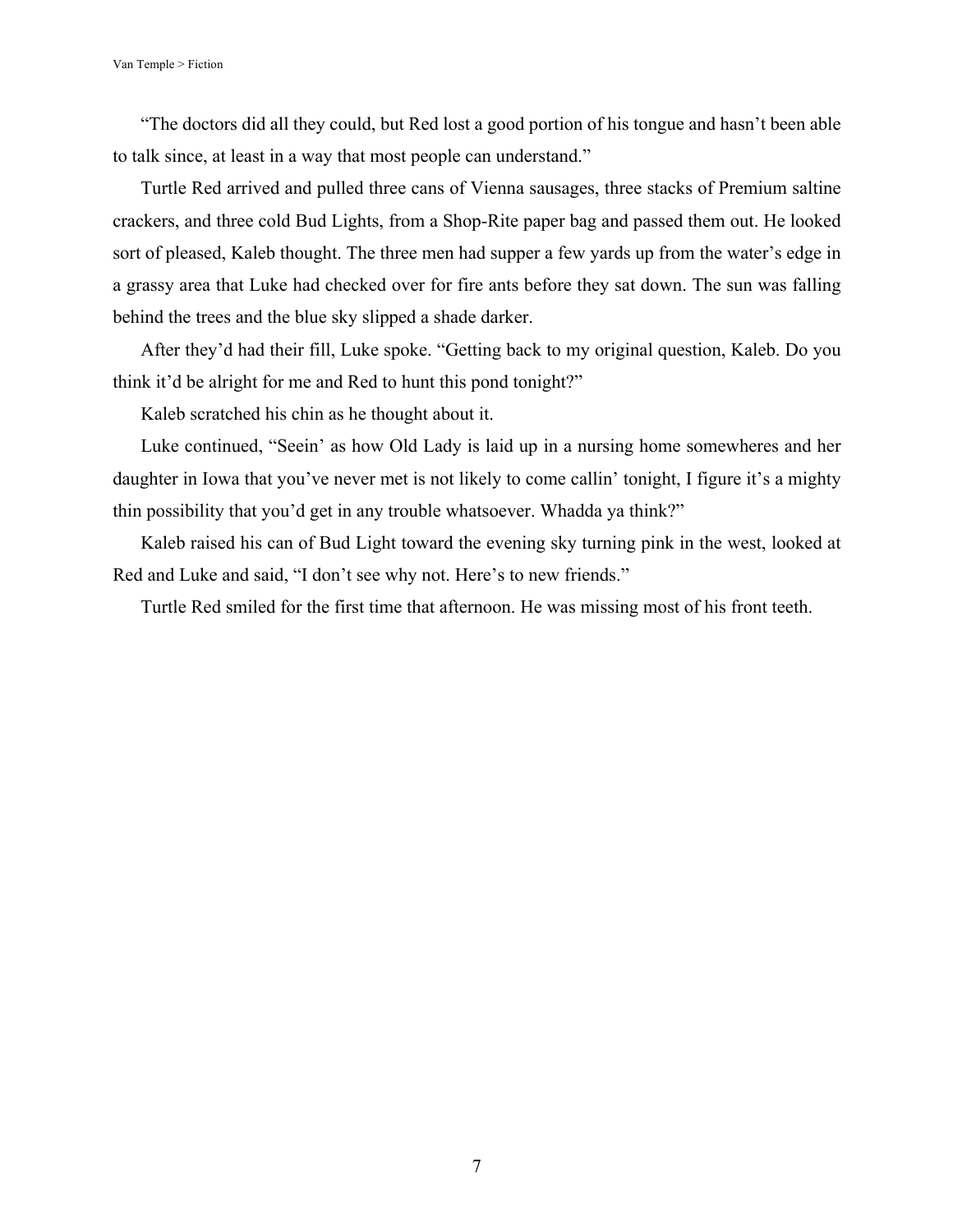"The doctors did all they could, but Red lost a good portion of his tongue and hasn't been able to talk since, at least in a way that most people can understand."

Turtle Red arrived and pulled three cans of Vienna sausages, three stacks of Premium saltine crackers, and three cold Bud Lights, from a Shop-Rite paper bag and passed them out. He looked sort of pleased, Kaleb thought. The three men had supper a few yards up from the water's edge in a grassy area that Luke had checked over for fire ants before they sat down. The sun was falling behind the trees and the blue sky slipped a shade darker.

After they'd had their fill, Luke spoke. "Getting back to my original question, Kaleb. Do you think it'd be alright for me and Red to hunt this pond tonight?"

Kaleb scratched his chin as he thought about it.

Luke continued, "Seein' as how Old Lady is laid up in a nursing home somewheres and her daughter in Iowa that you've never met is not likely to come callin' tonight, I figure it's a mighty thin possibility that you'd get in any trouble whatsoever. Whadda ya think?"

Kaleb raised his can of Bud Light toward the evening sky turning pink in the west, looked at Red and Luke and said, "I don't see why not. Here's to new friends."

Turtle Red smiled for the first time that afternoon. He was missing most of his front teeth.